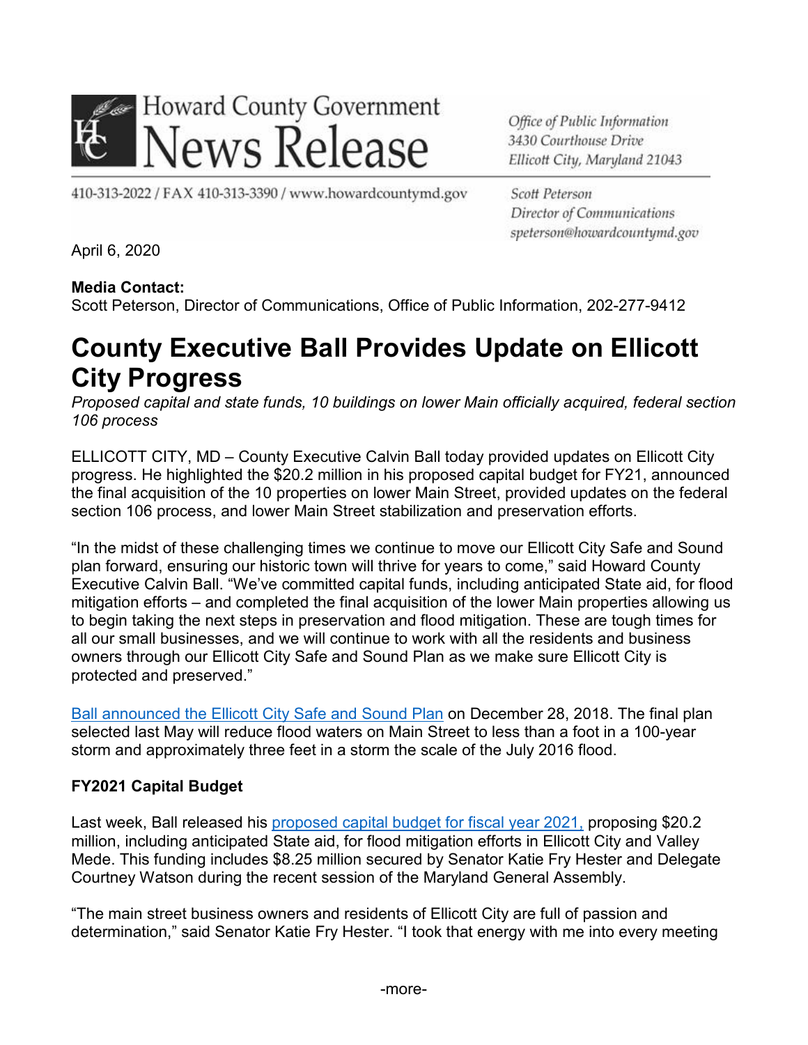Howard County Government
News Release

Office of Public Information
3430 Courthouse Drive
Ellicott City, Maryland 21043

410-313-2022 / FAX 410-313-3390 / www.howardcountymd.gov

Scott Peterson
Director of Communications
speterson@howardcountymd.gov

April 6, 2020

**Media Contact:**
Scott Peterson, Director of Communications, Office of Public Information, 202-277-9412

# County Executive Ball Provides Update on Ellicott City Progress

*Proposed capital and state funds, 10 buildings on lower Main officially acquired, federal section 106 process*

ELLICOTT CITY, MD – County Executive Calvin Ball today provided updates on Ellicott City progress. He highlighted the $20.2 million in his proposed capital budget for FY21, announced the final acquisition of the 10 properties on lower Main Street, provided updates on the federal section 106 process, and lower Main Street stabilization and preservation efforts.

"In the midst of these challenging times we continue to move our Ellicott City Safe and Sound plan forward, ensuring our historic town will thrive for years to come," said Howard County Executive Calvin Ball. "We've committed capital funds, including anticipated State aid, for flood mitigation efforts – and completed the final acquisition of the lower Main properties allowing us to begin taking the next steps in preservation and flood mitigation. These are tough times for all our small businesses, and we will continue to work with all the residents and business owners through our Ellicott City Safe and Sound Plan as we make sure Ellicott City is protected and preserved."

Ball announced the Ellicott City Safe and Sound Plan on December 28, 2018. The final plan selected last May will reduce flood waters on Main Street to less than a foot in a 100-year storm and approximately three feet in a storm the scale of the July 2016 flood.

**FY2021 Capital Budget**

Last week, Ball released his proposed capital budget for fiscal year 2021, proposing $20.2 million, including anticipated State aid, for flood mitigation efforts in Ellicott City and Valley Mede. This funding includes $8.25 million secured by Senator Katie Fry Hester and Delegate Courtney Watson during the recent session of the Maryland General Assembly.

"The main street business owners and residents of Ellicott City are full of passion and determination," said Senator Katie Fry Hester. "I took that energy with me into every meeting

-more-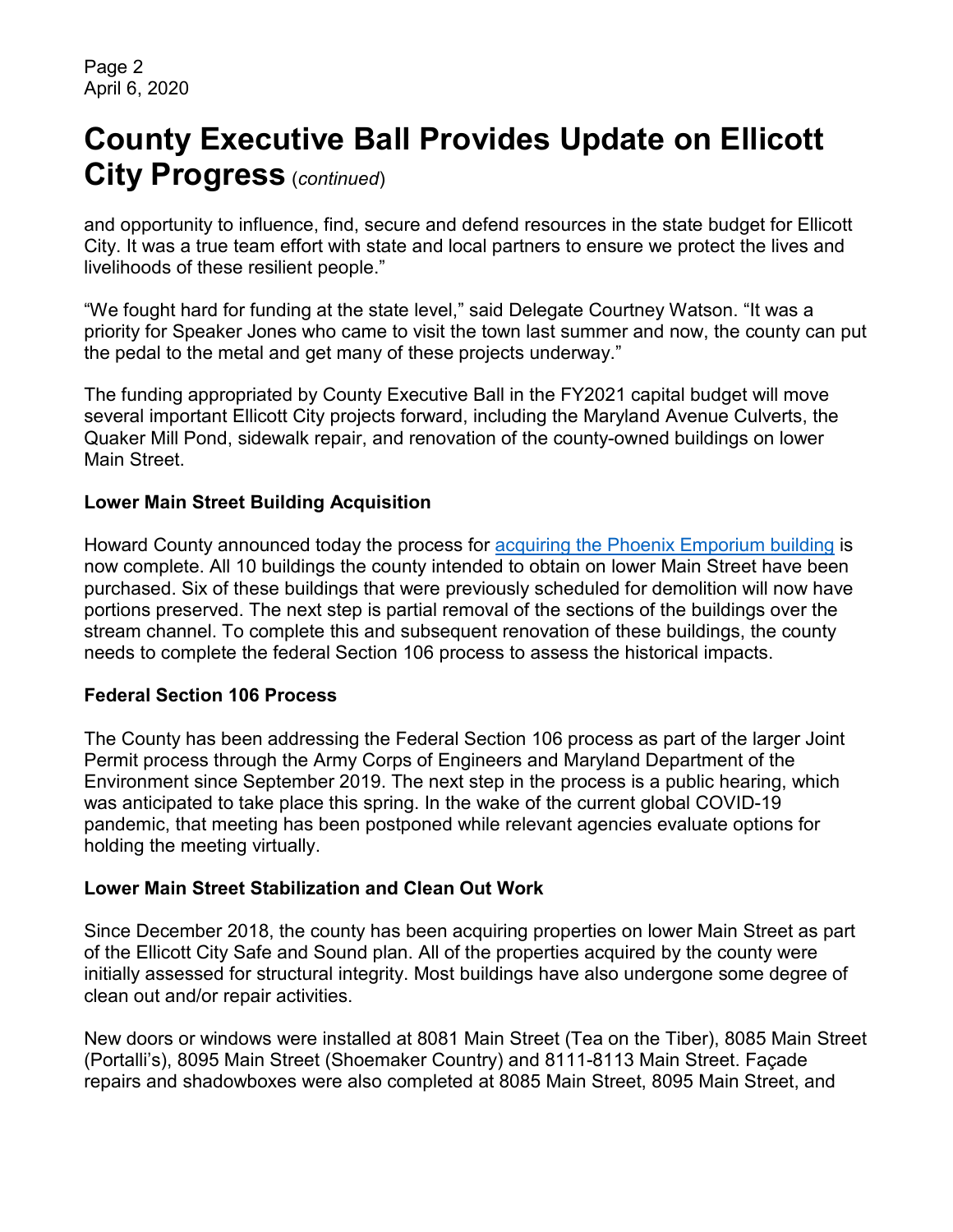# County Executive Ball Provides Update on Ellicott City Progress (*continued*)

and opportunity to influence, find, secure and defend resources in the state budget for Ellicott City. It was a true team effort with state and local partners to ensure we protect the lives and livelihoods of these resilient people."

"We fought hard for funding at the state level," said Delegate Courtney Watson. "It was a priority for Speaker Jones who came to visit the town last summer and now, the county can put the pedal to the metal and get many of these projects underway."

The funding appropriated by County Executive Ball in the FY2021 capital budget will move several important Ellicott City projects forward, including the Maryland Avenue Culverts, the Quaker Mill Pond, sidewalk repair, and renovation of the county-owned buildings on lower Main Street.

**Lower Main Street Building Acquisition**

Howard County announced today the process for acquiring the Phoenix Emporium building is now complete. All 10 buildings the county intended to obtain on lower Main Street have been purchased. Six of these buildings that were previously scheduled for demolition will now have portions preserved. The next step is partial removal of the sections of the buildings over the stream channel. To complete this and subsequent renovation of these buildings, the county needs to complete the federal Section 106 process to assess the historical impacts.

**Federal Section 106 Process**

The County has been addressing the Federal Section 106 process as part of the larger Joint Permit process through the Army Corps of Engineers and Maryland Department of the Environment since September 2019. The next step in the process is a public hearing, which was anticipated to take place this spring. In the wake of the current global COVID-19 pandemic, that meeting has been postponed while relevant agencies evaluate options for holding the meeting virtually.

**Lower Main Street Stabilization and Clean Out Work**

Since December 2018, the county has been acquiring properties on lower Main Street as part of the Ellicott City Safe and Sound plan. All of the properties acquired by the county were initially assessed for structural integrity. Most buildings have also undergone some degree of clean out and/or repair activities.

New doors or windows were installed at 8081 Main Street (Tea on the Tiber), 8085 Main Street (Portalli's), 8095 Main Street (Shoemaker Country) and 8111-8113 Main Street. Façade repairs and shadowboxes were also completed at 8085 Main Street, 8095 Main Street, and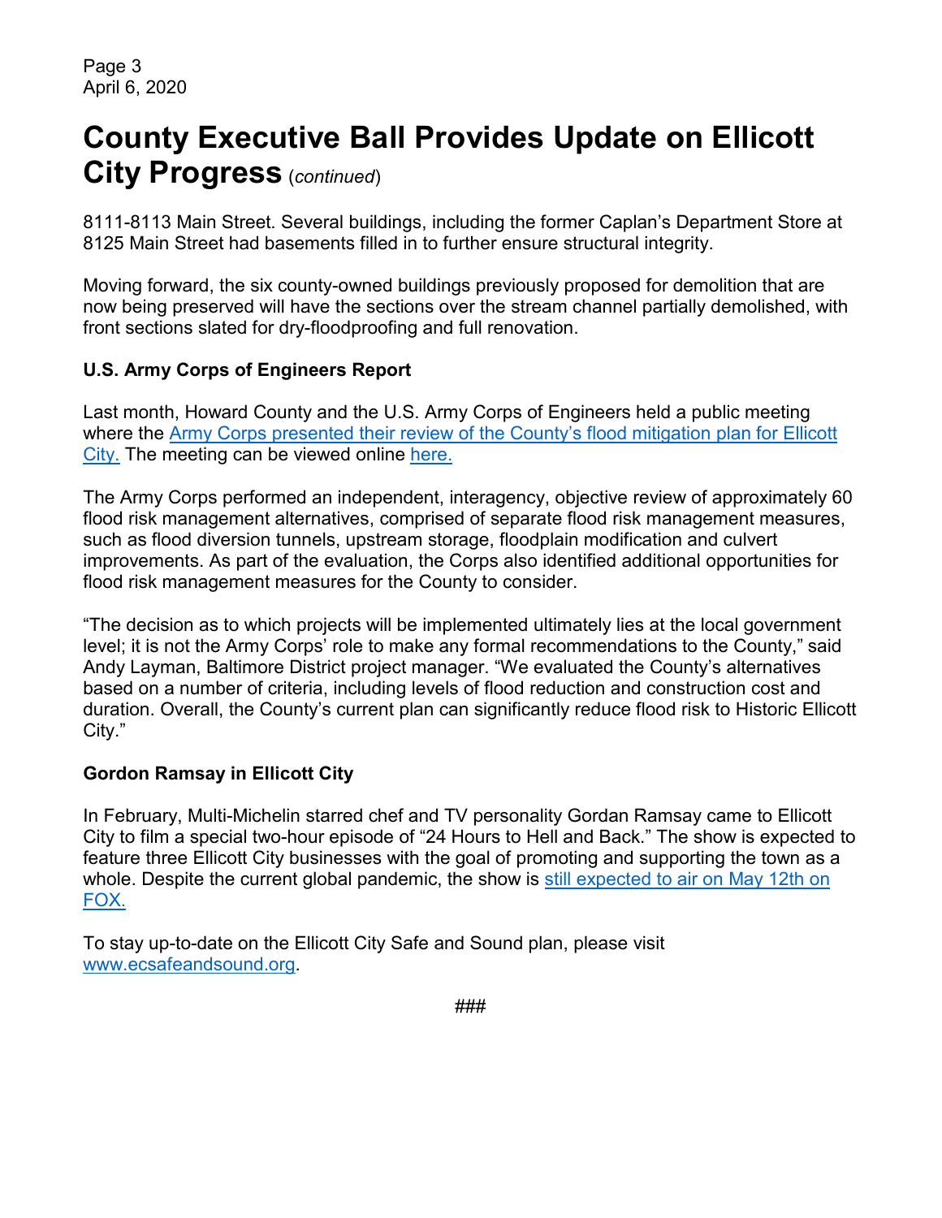# County Executive Ball Provides Update on Ellicott City Progress (*continued*)

8111-8113 Main Street. Several buildings, including the former Caplan's Department Store at 8125 Main Street had basements filled in to further ensure structural integrity.

Moving forward, the six county-owned buildings previously proposed for demolition that are now being preserved will have the sections over the stream channel partially demolished, with front sections slated for dry-floodproofing and full renovation.

**U.S. Army Corps of Engineers Report**

Last month, Howard County and the U.S. Army Corps of Engineers held a public meeting where the Army Corps presented their review of the County's flood mitigation plan for Ellicott City. The meeting can be viewed online here.

The Army Corps performed an independent, interagency, objective review of approximately 60 flood risk management alternatives, comprised of separate flood risk management measures, such as flood diversion tunnels, upstream storage, floodplain modification and culvert improvements. As part of the evaluation, the Corps also identified additional opportunities for flood risk management measures for the County to consider.

"The decision as to which projects will be implemented ultimately lies at the local government level; it is not the Army Corps' role to make any formal recommendations to the County," said Andy Layman, Baltimore District project manager. "We evaluated the County's alternatives based on a number of criteria, including levels of flood reduction and construction cost and duration. Overall, the County's current plan can significantly reduce flood risk to Historic Ellicott City."

**Gordon Ramsay in Ellicott City**

In February, Multi-Michelin starred chef and TV personality Gordan Ramsay came to Ellicott City to film a special two-hour episode of "24 Hours to Hell and Back." The show is expected to feature three Ellicott City businesses with the goal of promoting and supporting the town as a whole. Despite the current global pandemic, the show is still expected to air on May 12th on FOX.

To stay up-to-date on the Ellicott City Safe and Sound plan, please visit www.ecsafeandsound.org.

###